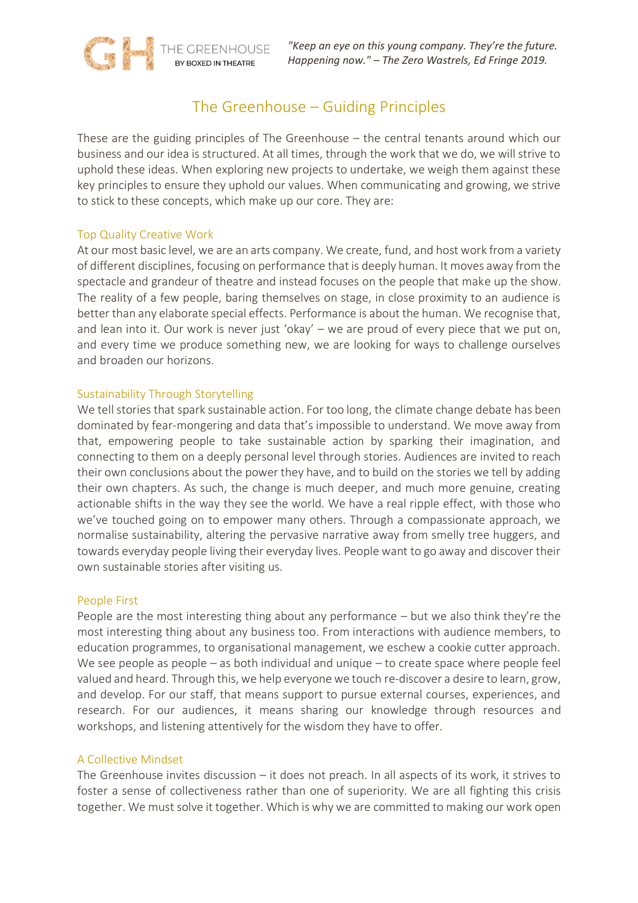THE GREENHOUSE
BY BOXED IN THEATRE

*"Keep an eye on this young company. They're the future. Happening now." – The Zero Wastrels, Ed Fringe 2019.*

# The Greenhouse – Guiding Principles

These are the guiding principles of The Greenhouse – the central tenants around which our business and our idea is structured. At all times, through the work that we do, we will strive to uphold these ideas. When exploring new projects to undertake, we weigh them against these key principles to ensure they uphold our values. When communicating and growing, we strive to stick to these concepts, which make up our core. They are:

## Top Quality Creative Work

At our most basic level, we are an arts company. We create, fund, and host work from a variety of different disciplines, focusing on performance that is deeply human. It moves away from the spectacle and grandeur of theatre and instead focuses on the people that make up the show. The reality of a few people, baring themselves on stage, in close proximity to an audience is better than any elaborate special effects. Performance is about the human. We recognise that, and lean into it. Our work is never just 'okay' – we are proud of every piece that we put on, and every time we produce something new, we are looking for ways to challenge ourselves and broaden our horizons.

## Sustainability Through Storytelling

We tell stories that spark sustainable action. For too long, the climate change debate has been dominated by fear-mongering and data that's impossible to understand. We move away from that, empowering people to take sustainable action by sparking their imagination, and connecting to them on a deeply personal level through stories. Audiences are invited to reach their own conclusions about the power they have, and to build on the stories we tell by adding their own chapters. As such, the change is much deeper, and much more genuine, creating actionable shifts in the way they see the world. We have a real ripple effect, with those who we've touched going on to empower many others. Through a compassionate approach, we normalise sustainability, altering the pervasive narrative away from smelly tree huggers, and towards everyday people living their everyday lives. People want to go away and discover their own sustainable stories after visiting us.

## People First

People are the most interesting thing about any performance – but we also think they're the most interesting thing about any business too. From interactions with audience members, to education programmes, to organisational management, we eschew a cookie cutter approach. We see people as people – as both individual and unique – to create space where people feel valued and heard. Through this, we help everyone we touch re-discover a desire to learn, grow, and develop. For our staff, that means support to pursue external courses, experiences, and research. For our audiences, it means sharing our knowledge through resources and workshops, and listening attentively for the wisdom they have to offer.

## A Collective Mindset

The Greenhouse invites discussion – it does not preach. In all aspects of its work, it strives to foster a sense of collectiveness rather than one of superiority. We are all fighting this crisis together. We must solve it together. Which is why we are committed to making our work open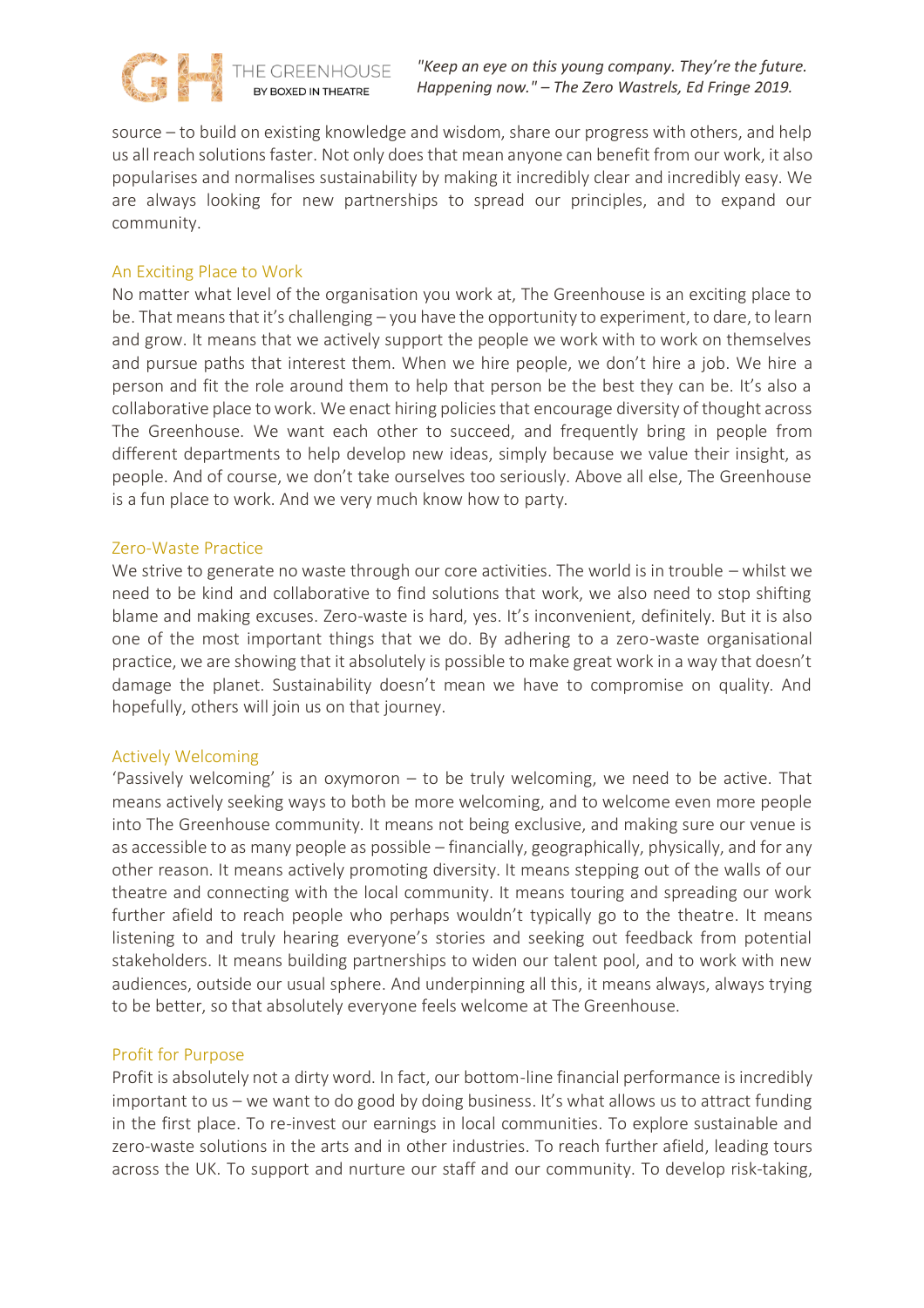source – to build on existing knowledge and wisdom, share our progress with others, and help us all reach solutions faster. Not only does that mean anyone can benefit from our work, it also popularises and normalises sustainability by making it incredibly clear and incredibly easy. We are always looking for new partnerships to spread our principles, and to expand our community.

## An Exciting Place to Work

No matter what level of the organisation you work at, The Greenhouse is an exciting place to be. That means that it's challenging – you have the opportunity to experiment, to dare, to learn and grow. It means that we actively support the people we work with to work on themselves and pursue paths that interest them. When we hire people, we don't hire a job. We hire a person and fit the role around them to help that person be the best they can be. It's also a collaborative place to work. We enact hiring policies that encourage diversity of thought across The Greenhouse. We want each other to succeed, and frequently bring in people from different departments to help develop new ideas, simply because we value their insight, as people. And of course, we don't take ourselves too seriously. Above all else, The Greenhouse is a fun place to work. And we very much know how to party.

## Zero-Waste Practice

We strive to generate no waste through our core activities. The world is in trouble – whilst we need to be kind and collaborative to find solutions that work, we also need to stop shifting blame and making excuses. Zero-waste is hard, yes. It's inconvenient, definitely. But it is also one of the most important things that we do. By adhering to a zero-waste organisational practice, we are showing that it absolutely is possible to make great work in a way that doesn't damage the planet. Sustainability doesn't mean we have to compromise on quality. And hopefully, others will join us on that journey.

## Actively Welcoming

'Passively welcoming' is an oxymoron – to be truly welcoming, we need to be active. That means actively seeking ways to both be more welcoming, and to welcome even more people into The Greenhouse community. It means not being exclusive, and making sure our venue is as accessible to as many people as possible – financially, geographically, physically, and for any other reason. It means actively promoting diversity. It means stepping out of the walls of our theatre and connecting with the local community. It means touring and spreading our work further afield to reach people who perhaps wouldn't typically go to the theatre. It means listening to and truly hearing everyone's stories and seeking out feedback from potential stakeholders. It means building partnerships to widen our talent pool, and to work with new audiences, outside our usual sphere. And underpinning all this, it means always, always trying to be better, so that absolutely everyone feels welcome at The Greenhouse.

## Profit for Purpose

Profit is absolutely not a dirty word. In fact, our bottom-line financial performance is incredibly important to us – we want to do good by doing business. It's what allows us to attract funding in the first place. To re-invest our earnings in local communities. To explore sustainable and zero-waste solutions in the arts and in other industries. To reach further afield, leading tours across the UK. To support and nurture our staff and our community. To develop risk-taking,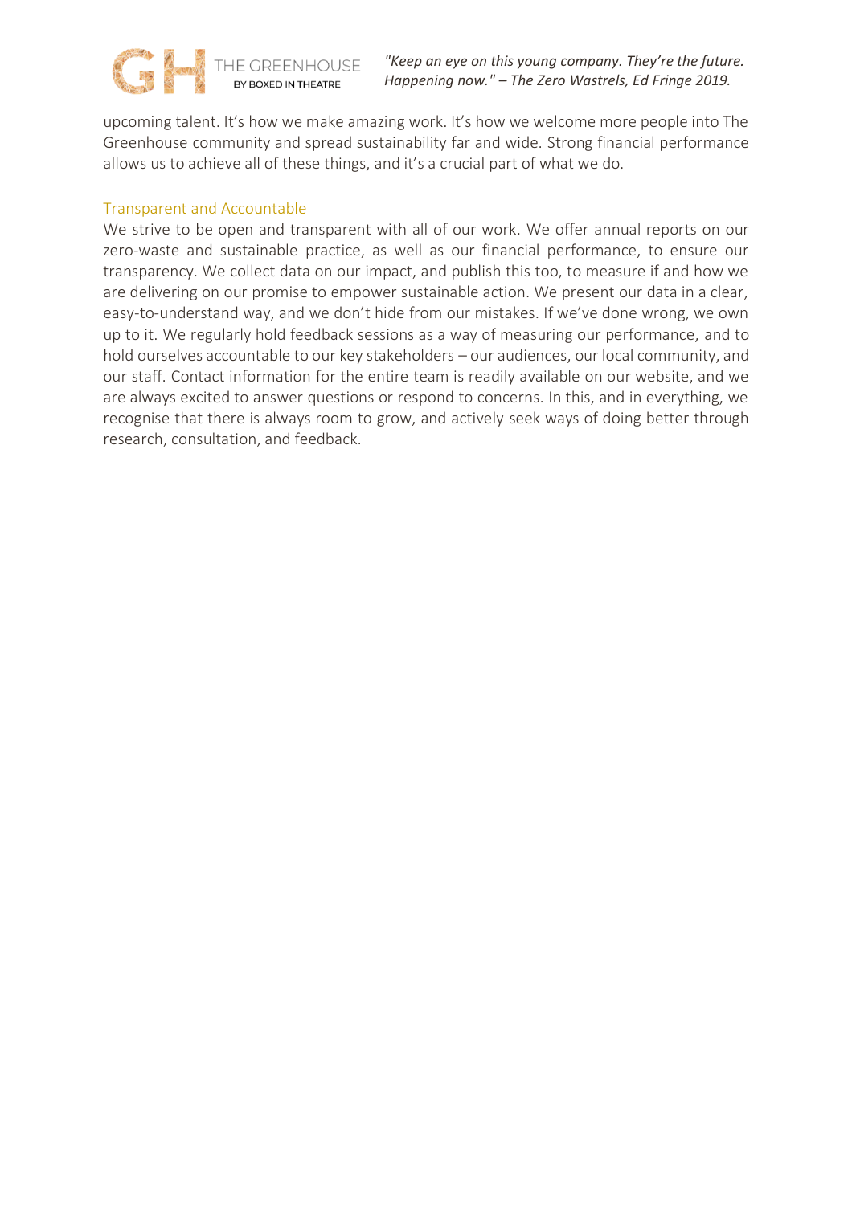upcoming talent. It's how we make amazing work. It's how we welcome more people into The Greenhouse community and spread sustainability far and wide. Strong financial performance allows us to achieve all of these things, and it's a crucial part of what we do.

### Transparent and Accountable

We strive to be open and transparent with all of our work. We offer annual reports on our zero-waste and sustainable practice, as well as our financial performance, to ensure our transparency. We collect data on our impact, and publish this too, to measure if and how we are delivering on our promise to empower sustainable action. We present our data in a clear, easy-to-understand way, and we don't hide from our mistakes. If we've done wrong, we own up to it. We regularly hold feedback sessions as a way of measuring our performance, and to hold ourselves accountable to our key stakeholders – our audiences, our local community, and our staff. Contact information for the entire team is readily available on our website, and we are always excited to answer questions or respond to concerns. In this, and in everything, we recognise that there is always room to grow, and actively seek ways of doing better through research, consultation, and feedback.